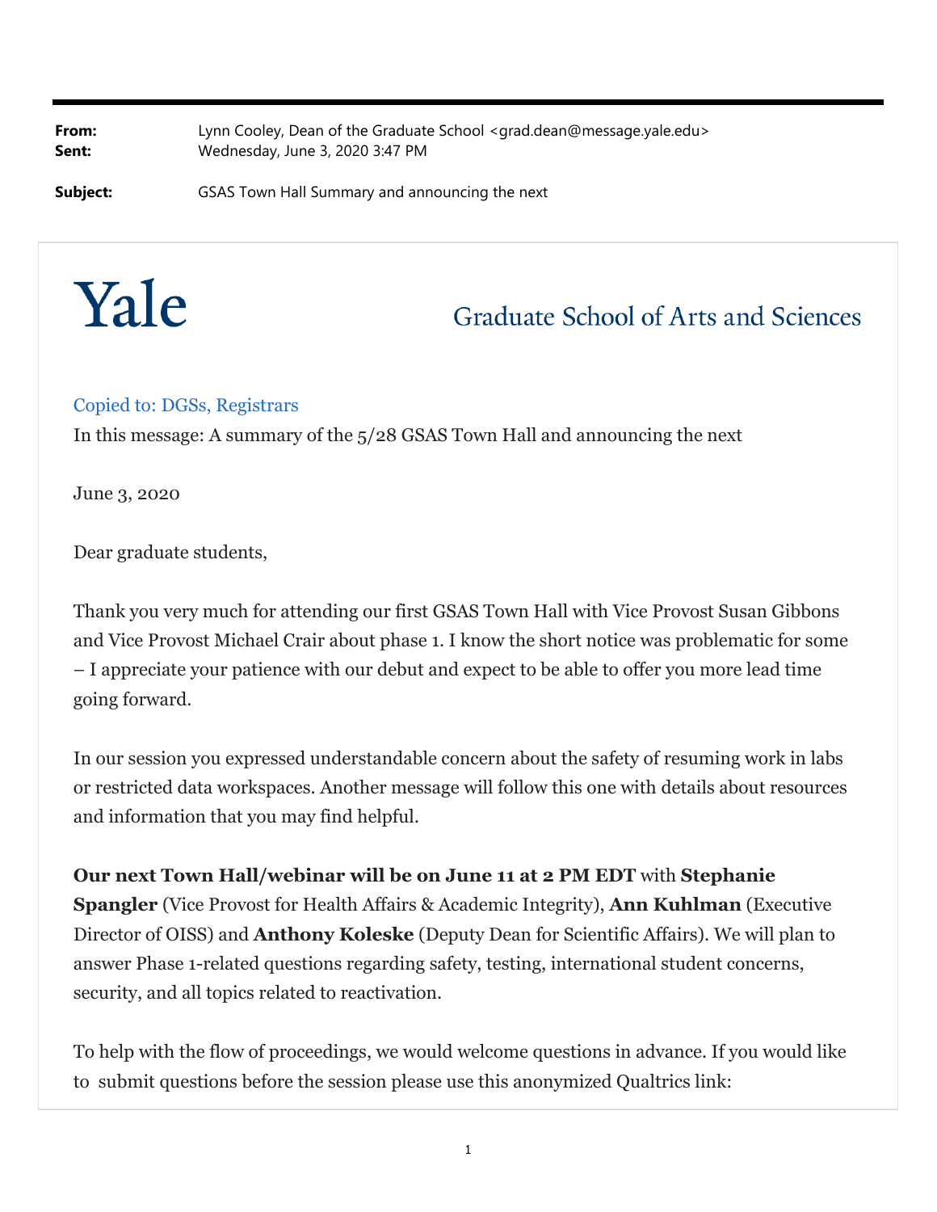**From:** Lynn Cooley, Dean of the Graduate School <grad.dean@message.yale.edu>
**Sent:** Wednesday, June 3, 2020 3:47 PM

**Subject:** GSAS Town Hall Summary and announcing the next

Yale Graduate School of Arts and Sciences

Copied to: DGSs, Registrars

In this message: A summary of the 5/28 GSAS Town Hall and announcing the next

June 3, 2020

Dear graduate students,

Thank you very much for attending our first GSAS Town Hall with Vice Provost Susan Gibbons and Vice Provost Michael Crair about phase 1. I know the short notice was problematic for some – I appreciate your patience with our debut and expect to be able to offer you more lead time going forward.

In our session you expressed understandable concern about the safety of resuming work in labs or restricted data workspaces. Another message will follow this one with details about resources and information that you may find helpful.

**Our next Town Hall/webinar will be on June 11 at 2 PM EDT** with **Stephanie Spangler** (Vice Provost for Health Affairs & Academic Integrity), **Ann Kuhlman** (Executive Director of OISS) and **Anthony Koleske** (Deputy Dean for Scientific Affairs). We will plan to answer Phase 1-related questions regarding safety, testing, international student concerns, security, and all topics related to reactivation.

To help with the flow of proceedings, we would welcome questions in advance. If you would like to submit questions before the session please use this anonymized Qualtrics link: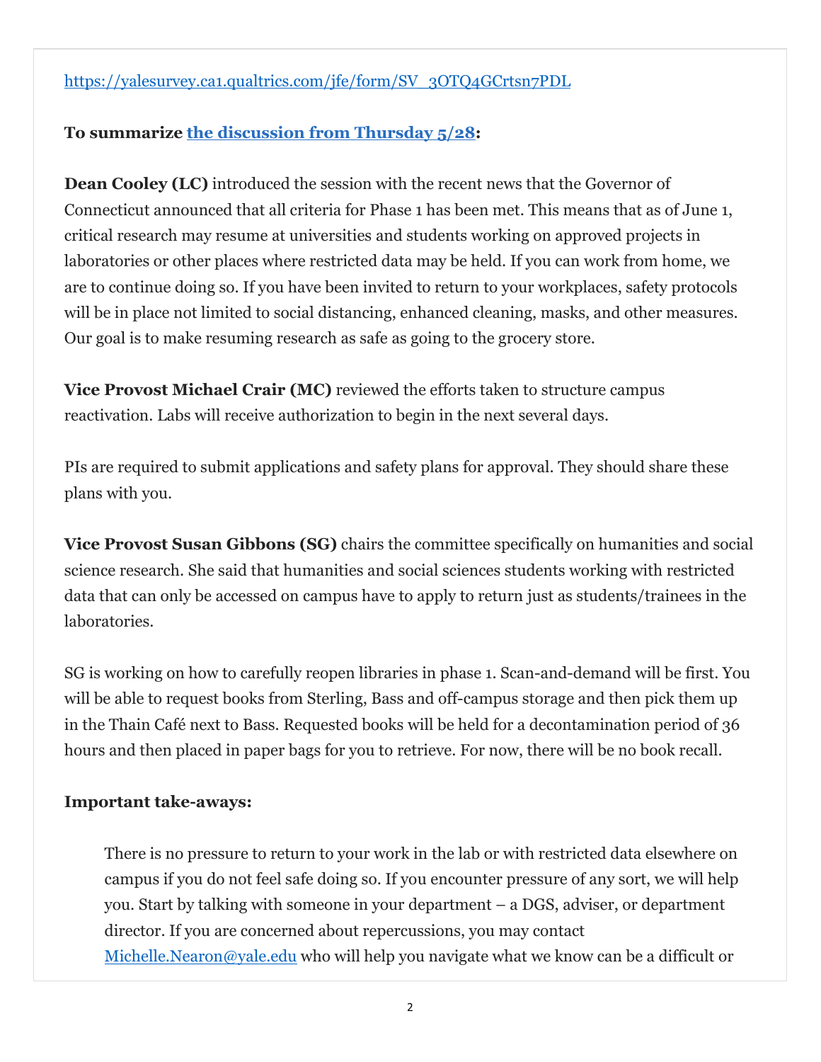[https://yalesurvey.ca1.qualtrics.com/jfe/form/SV_3OTQ4GCrtsn7PDL](https://yalesurvey.ca1.qualtrics.com/jfe/form/SV_3OTQ4GCrtsn7PDL)

**To summarize [the discussion from Thursday 5/28](#):**

**Dean Cooley (LC)** introduced the session with the recent news that the Governor of Connecticut announced that all criteria for Phase 1 has been met. This means that as of June 1, critical research may resume at universities and students working on approved projects in laboratories or other places where restricted data may be held. If you can work from home, we are to continue doing so. If you have been invited to return to your workplaces, safety protocols will be in place not limited to social distancing, enhanced cleaning, masks, and other measures. Our goal is to make resuming research as safe as going to the grocery store.

**Vice Provost Michael Crair (MC)** reviewed the efforts taken to structure campus reactivation. Labs will receive authorization to begin in the next several days.

PIs are required to submit applications and safety plans for approval. They should share these plans with you.

**Vice Provost Susan Gibbons (SG)** chairs the committee specifically on humanities and social science research. She said that humanities and social sciences students working with restricted data that can only be accessed on campus have to apply to return just as students/trainees in the laboratories.

SG is working on how to carefully reopen libraries in phase 1. Scan-and-demand will be first. You will be able to request books from Sterling, Bass and off-campus storage and then pick them up in the Thain Café next to Bass. Requested books will be held for a decontamination period of 36 hours and then placed in paper bags for you to retrieve. For now, there will be no book recall.

**Important take-aways:**

> There is no pressure to return to your work in the lab or with restricted data elsewhere on campus if you do not feel safe doing so. If you encounter pressure of any sort, we will help you. Start by talking with someone in your department – a DGS, adviser, or department director. If you are concerned about repercussions, you may contact [Michelle.Nearon@yale.edu](mailto:Michelle.Nearon@yale.edu) who will help you navigate what we know can be a difficult or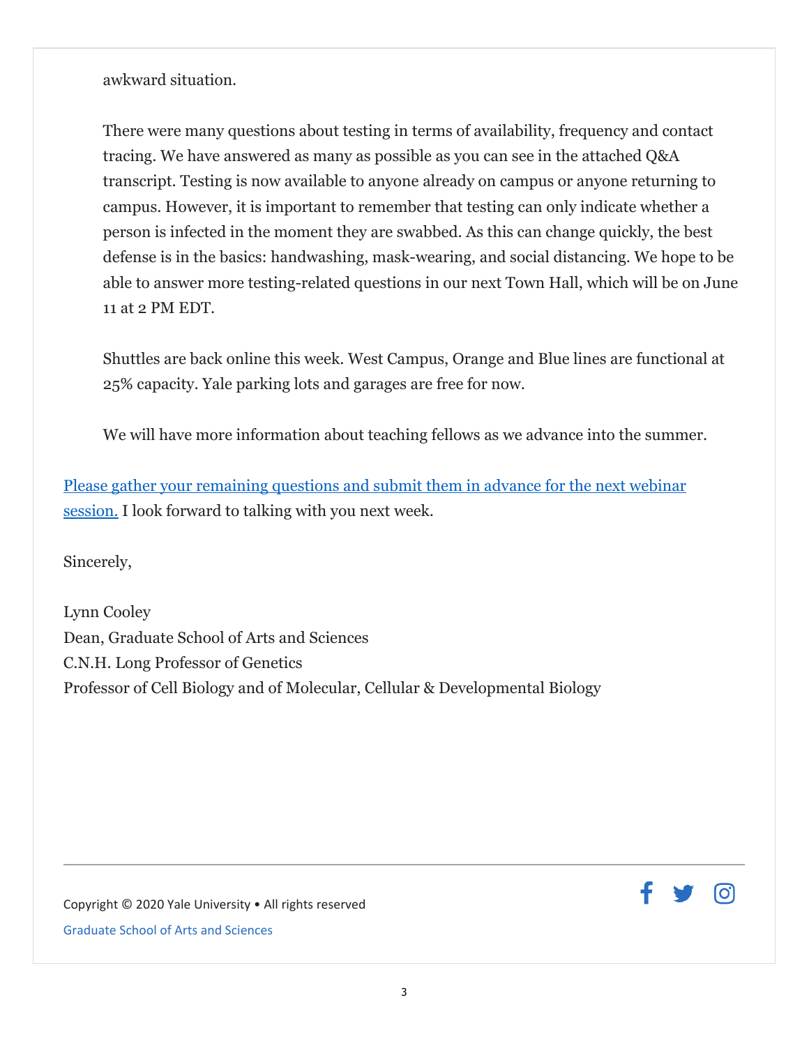awkward situation.

There were many questions about testing in terms of availability, frequency and contact tracing. We have answered as many as possible as you can see in the attached Q&A transcript. Testing is now available to anyone already on campus or anyone returning to campus. However, it is important to remember that testing can only indicate whether a person is infected in the moment they are swabbed. As this can change quickly, the best defense is in the basics: handwashing, mask-wearing, and social distancing. We hope to be able to answer more testing-related questions in our next Town Hall, which will be on June 11 at 2 PM EDT.

Shuttles are back online this week. West Campus, Orange and Blue lines are functional at 25% capacity. Yale parking lots and garages are free for now.

We will have more information about teaching fellows as we advance into the summer.

Please gather your remaining questions and submit them in advance for the next webinar session. I look forward to talking with you next week.

Sincerely,

Lynn Cooley
Dean, Graduate School of Arts and Sciences
C.N.H. Long Professor of Genetics
Professor of Cell Biology and of Molecular, Cellular & Developmental Biology

---

Copyright © 2020 Yale University • All rights reserved

Graduate School of Arts and Sciences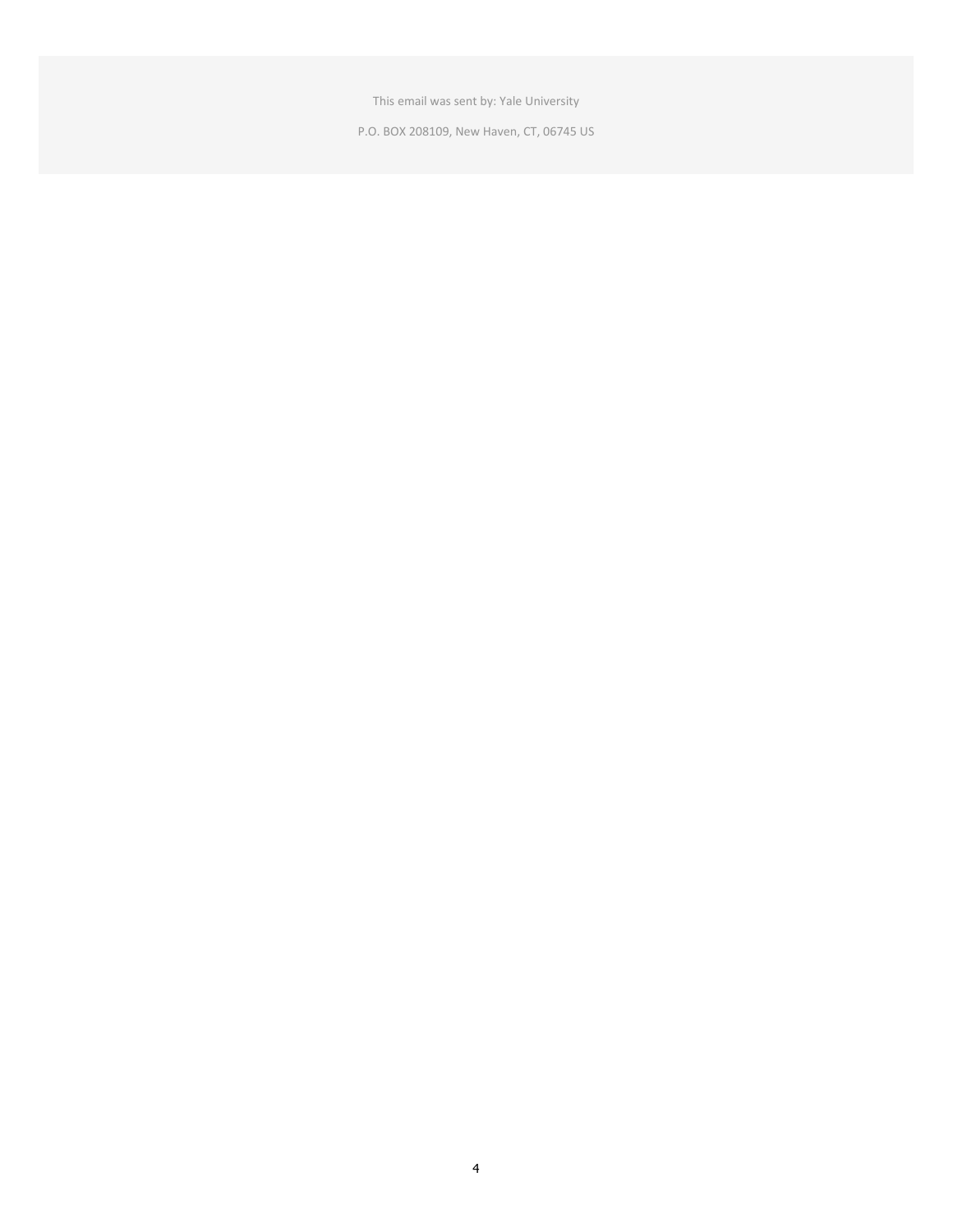This email was sent by: Yale University

P.O. BOX 208109, New Haven, CT, 06745 US